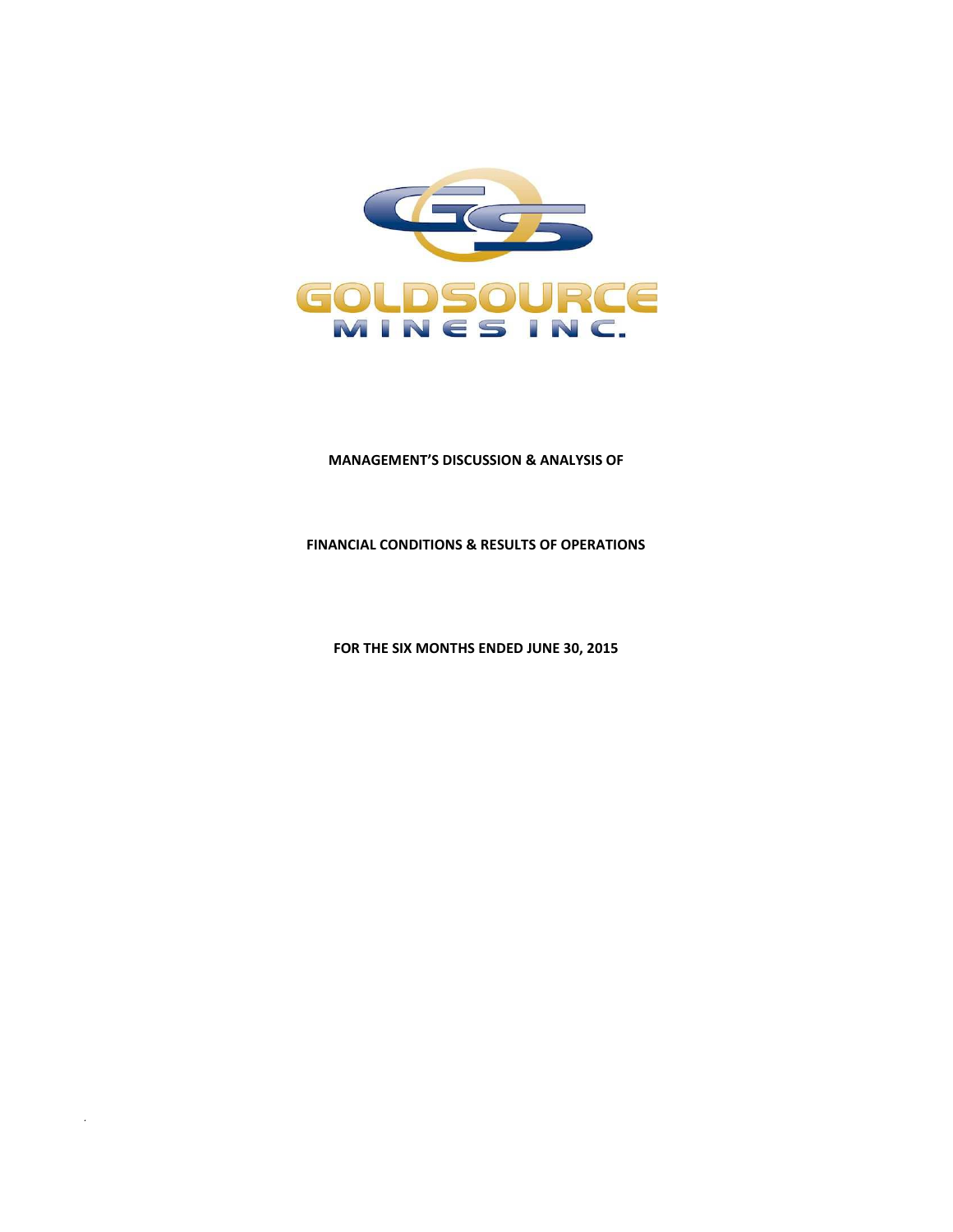GOLDSOURCE MINES INC.

**MANAGEMENT'S DISCUSSION & ANALYSIS OF**

**FINANCIAL CONDITIONS & RESULTS OF OPERATIONS**

**FOR THE SIX MONTHS ENDED JUNE 30, 2015**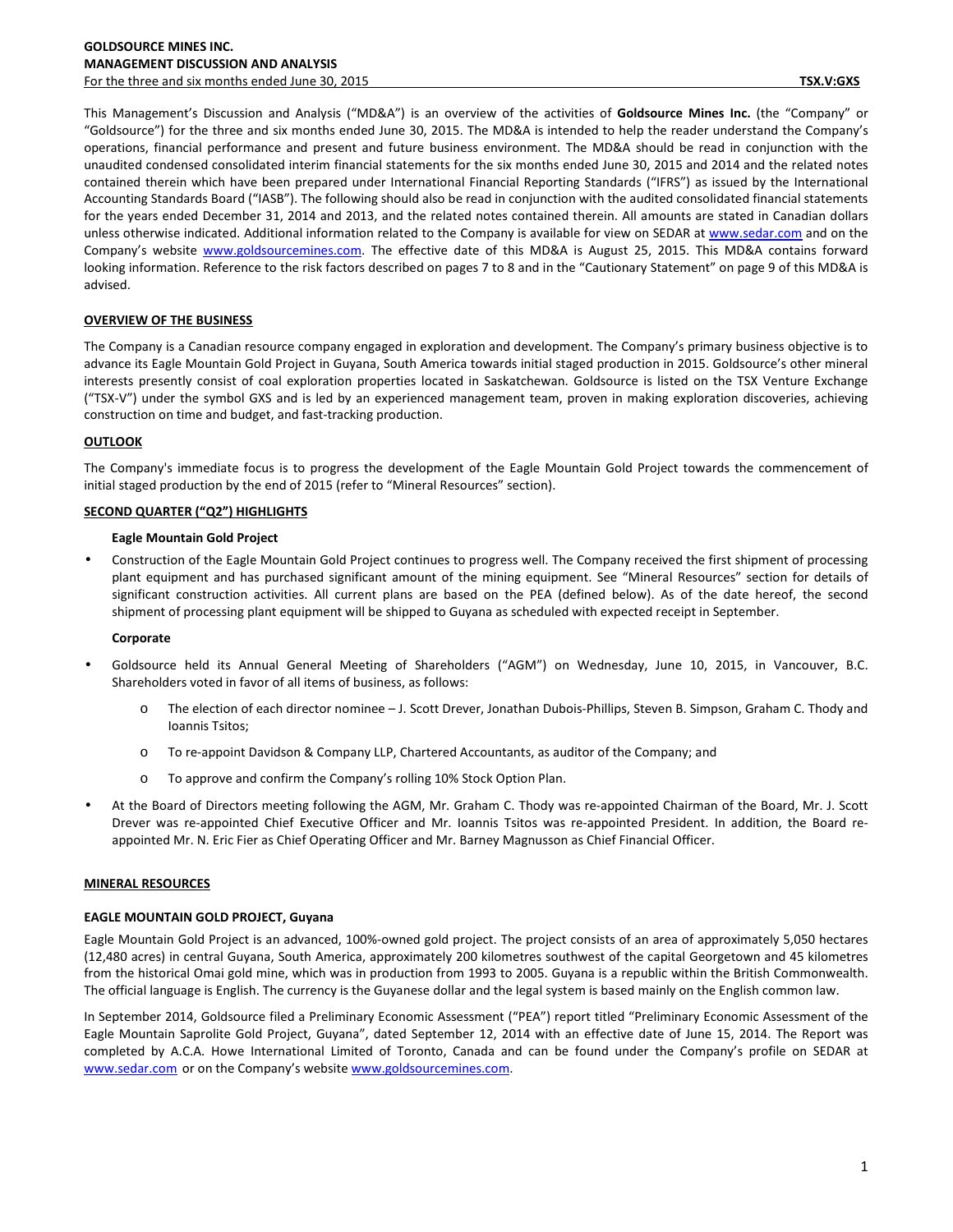This Management's Discussion and Analysis ("MD&A") is an overview of the activities of **Goldsource Mines Inc.** (the "Company" or "Goldsource") for the three and six months ended June 30, 2015. The MD&A is intended to help the reader understand the Company's operations, financial performance and present and future business environment. The MD&A should be read in conjunction with the unaudited condensed consolidated interim financial statements for the six months ended June 30, 2015 and 2014 and the related notes contained therein which have been prepared under International Financial Reporting Standards ("IFRS") as issued by the International Accounting Standards Board ("IASB"). The following should also be read in conjunction with the audited consolidated financial statements for the years ended December 31, 2014 and 2013, and the related notes contained therein. All amounts are stated in Canadian dollars unless otherwise indicated. Additional information related to the Company is available for view on SEDAR at www.sedar.com and on the Company's website www.goldsourcemines.com. The effective date of this MD&A is August 25, 2015. This MD&A contains forward looking information. Reference to the risk factors described on pages 7 to 8 and in the "Cautionary Statement" on page 9 of this MD&A is advised.

## OVERVIEW OF THE BUSINESS

The Company is a Canadian resource company engaged in exploration and development. The Company's primary business objective is to advance its Eagle Mountain Gold Project in Guyana, South America towards initial staged production in 2015. Goldsource's other mineral interests presently consist of coal exploration properties located in Saskatchewan. Goldsource is listed on the TSX Venture Exchange ("TSX-V") under the symbol GXS and is led by an experienced management team, proven in making exploration discoveries, achieving construction on time and budget, and fast-tracking production.

## OUTLOOK

The Company's immediate focus is to progress the development of the Eagle Mountain Gold Project towards the commencement of initial staged production by the end of 2015 (refer to "Mineral Resources" section).

## SECOND QUARTER ("Q2") HIGHLIGHTS

**Eagle Mountain Gold Project**

- Construction of the Eagle Mountain Gold Project continues to progress well. The Company received the first shipment of processing plant equipment and has purchased significant amount of the mining equipment. See "Mineral Resources" section for details of significant construction activities. All current plans are based on the PEA (defined below). As of the date hereof, the second shipment of processing plant equipment will be shipped to Guyana as scheduled with expected receipt in September.

**Corporate**

- Goldsource held its Annual General Meeting of Shareholders ("AGM") on Wednesday, June 10, 2015, in Vancouver, B.C. Shareholders voted in favor of all items of business, as follows:
  - The election of each director nominee – J. Scott Drever, Jonathan Dubois-Phillips, Steven B. Simpson, Graham C. Thody and Ioannis Tsitos;
  - To re-appoint Davidson & Company LLP, Chartered Accountants, as auditor of the Company; and
  - To approve and confirm the Company's rolling 10% Stock Option Plan.
- At the Board of Directors meeting following the AGM, Mr. Graham C. Thody was re-appointed Chairman of the Board, Mr. J. Scott Drever was re-appointed Chief Executive Officer and Mr. Ioannis Tsitos was re-appointed President. In addition, the Board re-appointed Mr. N. Eric Fier as Chief Operating Officer and Mr. Barney Magnusson as Chief Financial Officer.

## MINERAL RESOURCES

### EAGLE MOUNTAIN GOLD PROJECT, Guyana

Eagle Mountain Gold Project is an advanced, 100%-owned gold project. The project consists of an area of approximately 5,050 hectares (12,480 acres) in central Guyana, South America, approximately 200 kilometres southwest of the capital Georgetown and 45 kilometres from the historical Omai gold mine, which was in production from 1993 to 2005. Guyana is a republic within the British Commonwealth. The official language is English. The currency is the Guyanese dollar and the legal system is based mainly on the English common law.

In September 2014, Goldsource filed a Preliminary Economic Assessment ("PEA") report titled "Preliminary Economic Assessment of the Eagle Mountain Saprolite Gold Project, Guyana", dated September 12, 2014 with an effective date of June 15, 2014. The Report was completed by A.C.A. Howe International Limited of Toronto, Canada and can be found under the Company's profile on SEDAR at www.sedar.com or on the Company's website www.goldsourcemines.com.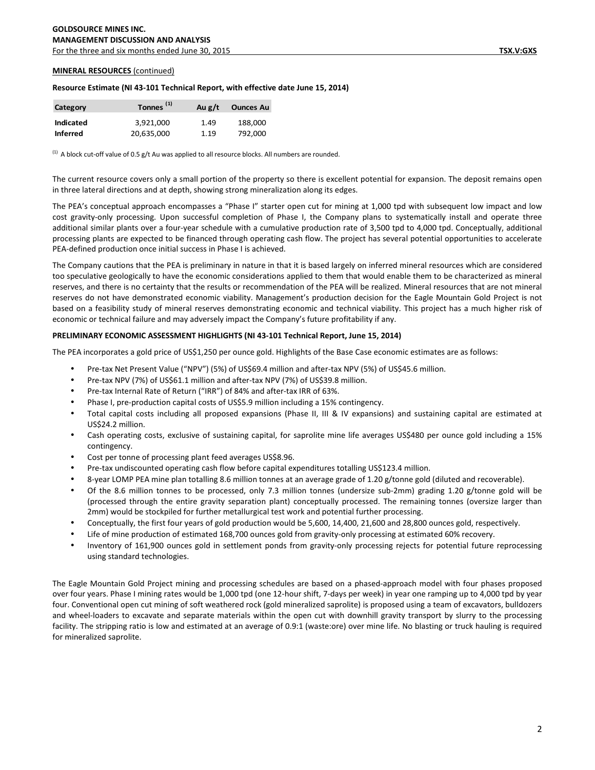**MINERAL RESOURCES** (continued)

**Resource Estimate (NI 43-101 Technical Report, with effective date June 15, 2014)**

| Category | Tonnes [(1)] | Au g/t | Ounces Au |
|---|---|---|---|
| **Indicated** | 3,921,000 | 1.49 | 188,000 |
| **Inferred** | 20,635,000 | 1.19 | 792,000 |

[(1)] A block cut-off value of 0.5 g/t Au was applied to all resource blocks. All numbers are rounded.

The current resource covers only a small portion of the property so there is excellent potential for expansion. The deposit remains open in three lateral directions and at depth, showing strong mineralization along its edges.

The PEA's conceptual approach encompasses a "Phase I" starter open cut for mining at 1,000 tpd with subsequent low impact and low cost gravity-only processing. Upon successful completion of Phase I, the Company plans to systematically install and operate three additional similar plants over a four-year schedule with a cumulative production rate of 3,500 tpd to 4,000 tpd. Conceptually, additional processing plants are expected to be financed through operating cash flow. The project has several potential opportunities to accelerate PEA-defined production once initial success in Phase I is achieved.

The Company cautions that the PEA is preliminary in nature in that it is based largely on inferred mineral resources which are considered too speculative geologically to have the economic considerations applied to them that would enable them to be characterized as mineral reserves, and there is no certainty that the results or recommendation of the PEA will be realized. Mineral resources that are not mineral reserves do not have demonstrated economic viability. Management's production decision for the Eagle Mountain Gold Project is not based on a feasibility study of mineral reserves demonstrating economic and technical viability. This project has a much higher risk of economic or technical failure and may adversely impact the Company's future profitability if any.

**PRELIMINARY ECONOMIC ASSESSMENT HIGHLIGHTS (NI 43-101 Technical Report, June 15, 2014)**

The PEA incorporates a gold price of US$1,250 per ounce gold. Highlights of the Base Case economic estimates are as follows:

- Pre-tax Net Present Value ("NPV") (5%) of US$69.4 million and after-tax NPV (5%) of US$45.6 million.
- Pre-tax NPV (7%) of US$61.1 million and after-tax NPV (7%) of US$39.8 million.
- Pre-tax Internal Rate of Return ("IRR") of 84% and after-tax IRR of 63%.
- Phase I, pre-production capital costs of US$5.9 million including a 15% contingency.
- Total capital costs including all proposed expansions (Phase II, III & IV expansions) and sustaining capital are estimated at US$24.2 million.
- Cash operating costs, exclusive of sustaining capital, for saprolite mine life averages US$480 per ounce gold including a 15% contingency.
- Cost per tonne of processing plant feed averages US$8.96.
- Pre-tax undiscounted operating cash flow before capital expenditures totalling US$123.4 million.
- 8-year LOMP PEA mine plan totalling 8.6 million tonnes at an average grade of 1.20 g/tonne gold (diluted and recoverable).
- Of the 8.6 million tonnes to be processed, only 7.3 million tonnes (undersize sub-2mm) grading 1.20 g/tonne gold will be (processed through the entire gravity separation plant) conceptually processed. The remaining tonnes (oversize larger than 2mm) would be stockpiled for further metallurgical test work and potential further processing.
- Conceptually, the first four years of gold production would be 5,600, 14,400, 21,600 and 28,800 ounces gold, respectively.
- Life of mine production of estimated 168,700 ounces gold from gravity-only processing at estimated 60% recovery.
- Inventory of 161,900 ounces gold in settlement ponds from gravity-only processing rejects for potential future reprocessing using standard technologies.

The Eagle Mountain Gold Project mining and processing schedules are based on a phased-approach model with four phases proposed over four years. Phase I mining rates would be 1,000 tpd (one 12-hour shift, 7-days per week) in year one ramping up to 4,000 tpd by year four. Conventional open cut mining of soft weathered rock (gold mineralized saprolite) is proposed using a team of excavators, bulldozers and wheel-loaders to excavate and separate materials within the open cut with downhill gravity transport by slurry to the processing facility. The stripping ratio is low and estimated at an average of 0.9:1 (waste:ore) over mine life. No blasting or truck hauling is required for mineralized saprolite.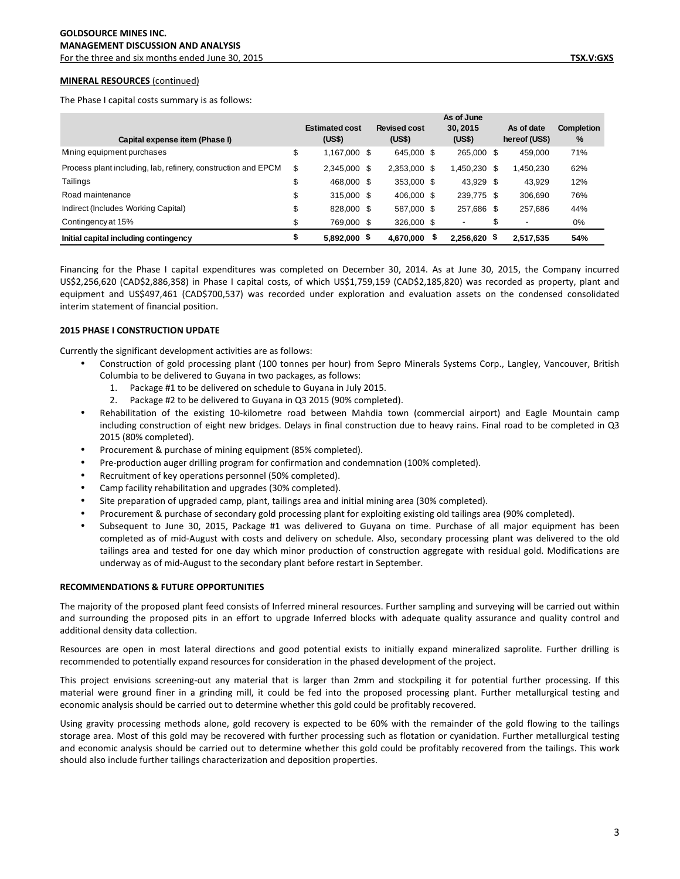**MINERAL RESOURCES** (continued)

The Phase I capital costs summary is as follows:

| Capital expense item (Phase I) | Estimated cost (US$) | Revised cost (US$) | As of June 30, 2015 (US$) | As of date hereof (US$) | Completion % |
|---|---|---|---|---|---|
| Mining equipment purchases | $ 1,167,000 | $ 645,000 | $ 265,000 | $ 459,000 | 71% |
| Process plant including, lab, refinery, construction and EPCM | $ 2,345,000 | $ 2,353,000 | $ 1,450,230 | $ 1,450,230 | 62% |
| Tailings | $ 468,000 | $ 353,000 | $ 43,929 | $ 43,929 | 12% |
| Road maintenance | $ 315,000 | $ 406,000 | $ 239,775 | $ 306,690 | 76% |
| Indirect (Includes Working Capital) | $ 828,000 | $ 587,000 | $ 257,686 | $ 257,686 | 44% |
| Contingency at 15% | $ 769,000 | $ 326,000 | - | $ - | 0% |
| **Initial capital including contingency** | **$ 5,892,000** | **$ 4,670,000** | **$ 2,256,620** | **$ 2,517,535** | **54%** |

Financing for the Phase I capital expenditures was completed on December 30, 2014. As at June 30, 2015, the Company incurred US$2,256,620 (CAD$2,886,358) in Phase I capital costs, of which US$1,759,159 (CAD$2,185,820) was recorded as property, plant and equipment and US$497,461 (CAD$700,537) was recorded under exploration and evaluation assets on the condensed consolidated interim statement of financial position.

**2015 PHASE I CONSTRUCTION UPDATE**

Currently the significant development activities are as follows:

- Construction of gold processing plant (100 tonnes per hour) from Sepro Minerals Systems Corp., Langley, Vancouver, British Columbia to be delivered to Guyana in two packages, as follows:
  1. Package #1 to be delivered on schedule to Guyana in July 2015.
  2. Package #2 to be delivered to Guyana in Q3 2015 (90% completed).
- Rehabilitation of the existing 10-kilometre road between Mahdia town (commercial airport) and Eagle Mountain camp including construction of eight new bridges. Delays in final construction due to heavy rains. Final road to be completed in Q3 2015 (80% completed).
- Procurement & purchase of mining equipment (85% completed).
- Pre-production auger drilling program for confirmation and condemnation (100% completed).
- Recruitment of key operations personnel (50% completed).
- Camp facility rehabilitation and upgrades (30% completed).
- Site preparation of upgraded camp, plant, tailings area and initial mining area (30% completed).
- Procurement & purchase of secondary gold processing plant for exploiting existing old tailings area (90% completed).
- Subsequent to June 30, 2015, Package #1 was delivered to Guyana on time. Purchase of all major equipment has been completed as of mid-August with costs and delivery on schedule. Also, secondary processing plant was delivered to the old tailings area and tested for one day which minor production of construction aggregate with residual gold. Modifications are underway as of mid-August to the secondary plant before restart in September.

**RECOMMENDATIONS & FUTURE OPPORTUNITIES**

The majority of the proposed plant feed consists of Inferred mineral resources. Further sampling and surveying will be carried out within and surrounding the proposed pits in an effort to upgrade Inferred blocks with adequate quality assurance and quality control and additional density data collection.

Resources are open in most lateral directions and good potential exists to initially expand mineralized saprolite. Further drilling is recommended to potentially expand resources for consideration in the phased development of the project.

This project envisions screening-out any material that is larger than 2mm and stockpiling it for potential further processing. If this material were ground finer in a grinding mill, it could be fed into the proposed processing plant. Further metallurgical testing and economic analysis should be carried out to determine whether this gold could be profitably recovered.

Using gravity processing methods alone, gold recovery is expected to be 60% with the remainder of the gold flowing to the tailings storage area. Most of this gold may be recovered with further processing such as flotation or cyanidation. Further metallurgical testing and economic analysis should be carried out to determine whether this gold could be profitably recovered from the tailings. This work should also include further tailings characterization and deposition properties.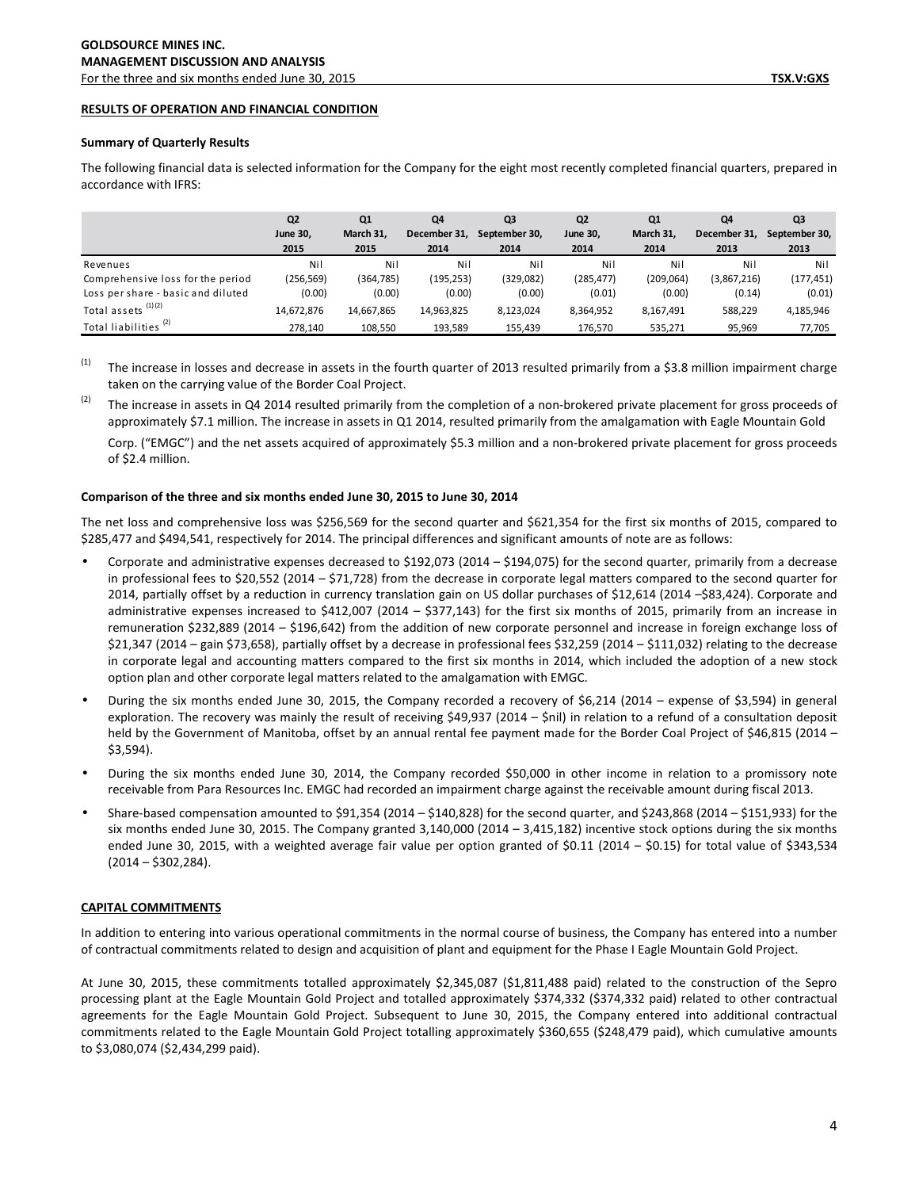## RESULTS OF OPERATION AND FINANCIAL CONDITION

### Summary of Quarterly Results

The following financial data is selected information for the Company for the eight most recently completed financial quarters, prepared in accordance with IFRS:

| | Q2 June 30, 2015 | Q1 March 31, 2015 | Q4 December 31, 2014 | Q3 September 30, 2014 | Q2 June 30, 2014 | Q1 March 31, 2014 | Q4 December 31, 2013 | Q3 September 30, 2013 |
|---|---|---|---|---|---|---|---|---|
| Revenues | Nil | Nil | Nil | Nil | Nil | Nil | Nil | Nil |
| Comprehensive loss for the period | (256,569) | (364,785) | (195,253) | (329,082) | (285,477) | (209,064) | (3,867,216) | (177,451) |
| Loss per share - basic and diluted | (0.00) | (0.00) | (0.00) | (0.00) | (0.01) | (0.00) | (0.14) | (0.01) |
| Total assets [(1)(2)] | 14,672,876 | 14,667,865 | 14,963,825 | 8,123,024 | 8,364,952 | 8,167,491 | 588,229 | 4,185,946 |
| Total liabilities [(2)] | 278,140 | 108,550 | 193,589 | 155,439 | 176,570 | 535,271 | 95,969 | 77,705 |

[(1)] The increase in losses and decrease in assets in the fourth quarter of 2013 resulted primarily from a $3.8 million impairment charge taken on the carrying value of the Border Coal Project.

[(2)] The increase in assets in Q4 2014 resulted primarily from the completion of a non-brokered private placement for gross proceeds of approximately $7.1 million. The increase in assets in Q1 2014, resulted primarily from the amalgamation with Eagle Mountain Gold Corp. ("EMGC") and the net assets acquired of approximately $5.3 million and a non-brokered private placement for gross proceeds of $2.4 million.

### Comparison of the three and six months ended June 30, 2015 to June 30, 2014

The net loss and comprehensive loss was $256,569 for the second quarter and $621,354 for the first six months of 2015, compared to $285,477 and $494,541, respectively for 2014. The principal differences and significant amounts of note are as follows:

- Corporate and administrative expenses decreased to $192,073 (2014 – $194,075) for the second quarter, primarily from a decrease in professional fees to $20,552 (2014 – $71,728) from the decrease in corporate legal matters compared to the second quarter for 2014, partially offset by a reduction in currency translation gain on US dollar purchases of $12,614 (2014 –$83,424). Corporate and administrative expenses increased to $412,007 (2014 – $377,143) for the first six months of 2015, primarily from an increase in remuneration $232,889 (2014 – $196,642) from the addition of new corporate personnel and increase in foreign exchange loss of $21,347 (2014 – gain $73,658), partially offset by a decrease in professional fees $32,259 (2014 – $111,032) relating to the decrease in corporate legal and accounting matters compared to the first six months in 2014, which included the adoption of a new stock option plan and other corporate legal matters related to the amalgamation with EMGC.
- During the six months ended June 30, 2015, the Company recorded a recovery of $6,214 (2014 – expense of $3,594) in general exploration. The recovery was mainly the result of receiving $49,937 (2014 – $nil) in relation to a refund of a consultation deposit held by the Government of Manitoba, offset by an annual rental fee payment made for the Border Coal Project of $46,815 (2014 – $3,594).
- During the six months ended June 30, 2014, the Company recorded $50,000 in other income in relation to a promissory note receivable from Para Resources Inc. EMGC had recorded an impairment charge against the receivable amount during fiscal 2013.
- Share-based compensation amounted to $91,354 (2014 – $140,828) for the second quarter, and $243,868 (2014 – $151,933) for the six months ended June 30, 2015. The Company granted 3,140,000 (2014 – 3,415,182) incentive stock options during the six months ended June 30, 2015, with a weighted average fair value per option granted of $0.11 (2014 – $0.15) for total value of $343,534 (2014 – $302,284).

## CAPITAL COMMITMENTS

In addition to entering into various operational commitments in the normal course of business, the Company has entered into a number of contractual commitments related to design and acquisition of plant and equipment for the Phase I Eagle Mountain Gold Project.

At June 30, 2015, these commitments totalled approximately $2,345,087 ($1,811,488 paid) related to the construction of the Sepro processing plant at the Eagle Mountain Gold Project and totalled approximately $374,332 ($374,332 paid) related to other contractual agreements for the Eagle Mountain Gold Project. Subsequent to June 30, 2015, the Company entered into additional contractual commitments related to the Eagle Mountain Gold Project totalling approximately $360,655 ($248,479 paid), which cumulative amounts to $3,080,074 ($2,434,299 paid).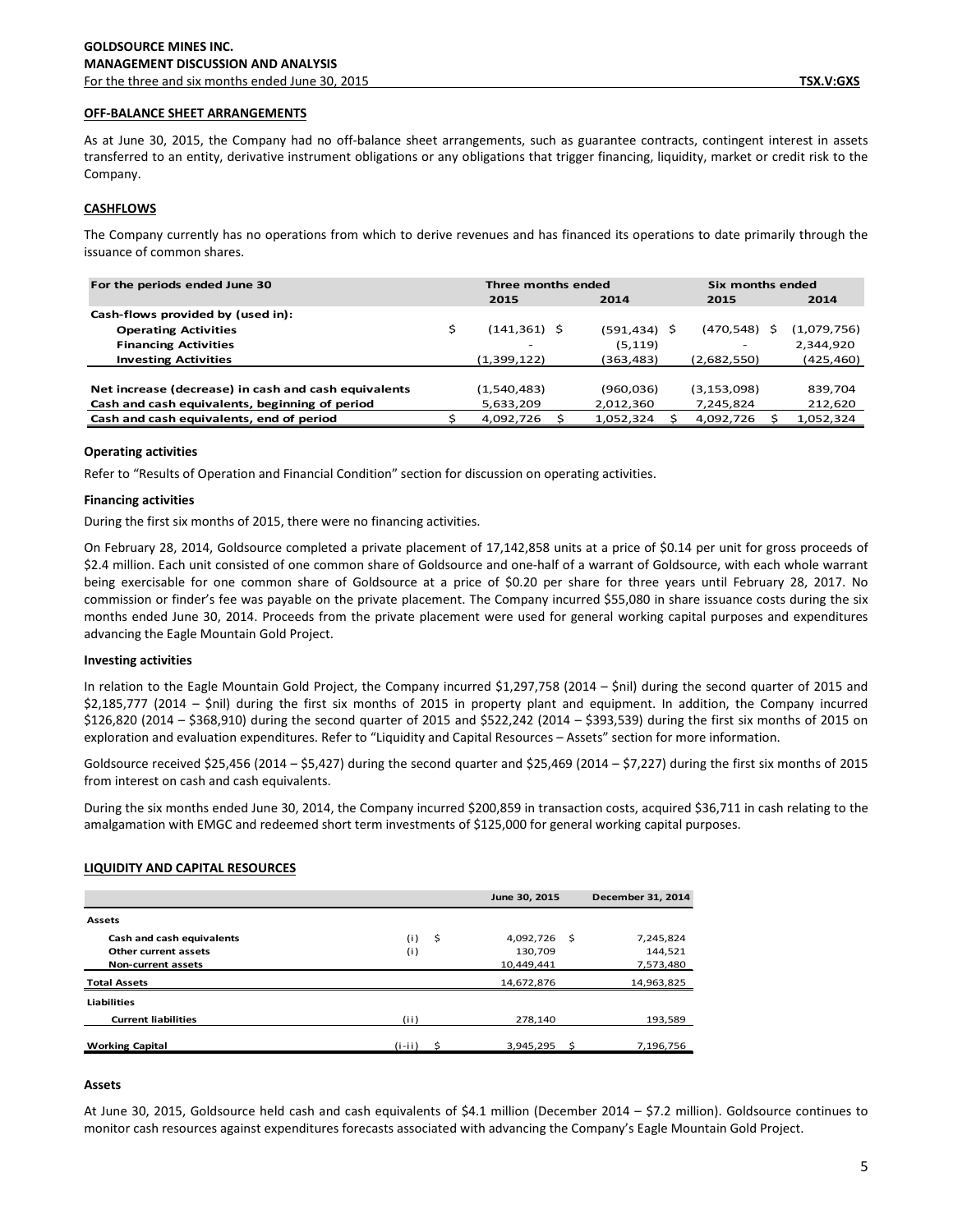## OFF-BALANCE SHEET ARRANGEMENTS

As at June 30, 2015, the Company had no off-balance sheet arrangements, such as guarantee contracts, contingent interest in assets transferred to an entity, derivative instrument obligations or any obligations that trigger financing, liquidity, market or credit risk to the Company.

## CASHFLOWS

The Company currently has no operations from which to derive revenues and has financed its operations to date primarily through the issuance of common shares.

| For the periods ended June 30 | Three months ended | | Six months ended | |
|---|---|---|---|---|
| | 2015 | 2014 | 2015 | 2014 |
| **Cash-flows provided by (used in):** | | | | |
| Operating Activities | $ (141,361) | $ (591,434) | $ (470,548) | $ (1,079,756) |
| Financing Activities | - | (5,119) | - | 2,344,920 |
| Investing Activities | (1,399,122) | (363,483) | (2,682,550) | (425,460) |
| **Net increase (decrease) in cash and cash equivalents** | (1,540,483) | (960,036) | (3,153,098) | 839,704 |
| **Cash and cash equivalents, beginning of period** | 5,633,209 | 2,012,360 | 7,245,824 | 212,620 |
| **Cash and cash equivalents, end of period** | $ 4,092,726 | $ 1,052,324 | $ 4,092,726 | $ 1,052,324 |

### Operating activities

Refer to "Results of Operation and Financial Condition" section for discussion on operating activities.

### Financing activities

During the first six months of 2015, there were no financing activities.

On February 28, 2014, Goldsource completed a private placement of 17,142,858 units at a price of $0.14 per unit for gross proceeds of $2.4 million. Each unit consisted of one common share of Goldsource and one-half of a warrant of Goldsource, with each whole warrant being exercisable for one common share of Goldsource at a price of $0.20 per share for three years until February 28, 2017. No commission or finder's fee was payable on the private placement. The Company incurred $55,080 in share issuance costs during the six months ended June 30, 2014. Proceeds from the private placement were used for general working capital purposes and expenditures advancing the Eagle Mountain Gold Project.

### Investing activities

In relation to the Eagle Mountain Gold Project, the Company incurred $1,297,758 (2014 – $nil) during the second quarter of 2015 and $2,185,777 (2014 – $nil) during the first six months of 2015 in property plant and equipment. In addition, the Company incurred $126,820 (2014 – $368,910) during the second quarter of 2015 and $522,242 (2014 – $393,539) during the first six months of 2015 on exploration and evaluation expenditures. Refer to "Liquidity and Capital Resources – Assets" section for more information.

Goldsource received $25,456 (2014 – $5,427) during the second quarter and $25,469 (2014 – $7,227) during the first six months of 2015 from interest on cash and cash equivalents.

During the six months ended June 30, 2014, the Company incurred $200,859 in transaction costs, acquired $36,711 in cash relating to the amalgamation with EMGC and redeemed short term investments of $125,000 for general working capital purposes.

## LIQUIDITY AND CAPITAL RESOURCES

| | | June 30, 2015 | December 31, 2014 |
|---|---|---|---|
| **Assets** | | | |
| Cash and cash equivalents | (i) | $ 4,092,726 | $ 7,245,824 |
| Other current assets | (i) | 130,709 | 144,521 |
| Non-current assets | | 10,449,441 | 7,573,480 |
| **Total Assets** | | 14,672,876 | 14,963,825 |
| **Liabilities** | | | |
| Current liabilities | (ii) | 278,140 | 193,589 |
| **Working Capital** | (i-ii) | $ 3,945,295 | $ 7,196,756 |

### Assets

At June 30, 2015, Goldsource held cash and cash equivalents of $4.1 million (December 2014 – $7.2 million). Goldsource continues to monitor cash resources against expenditures forecasts associated with advancing the Company's Eagle Mountain Gold Project.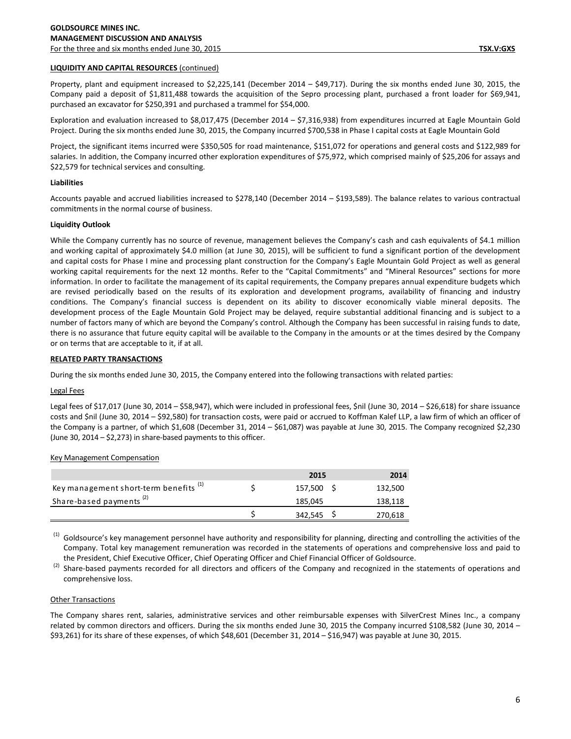**LIQUIDITY AND CAPITAL RESOURCES** (continued)

Property, plant and equipment increased to $2,225,141 (December 2014 – $49,717). During the six months ended June 30, 2015, the Company paid a deposit of $1,811,488 towards the acquisition of the Sepro processing plant, purchased a front loader for $69,941, purchased an excavator for $250,391 and purchased a trammel for $54,000.

Exploration and evaluation increased to $8,017,475 (December 2014 – $7,316,938) from expenditures incurred at Eagle Mountain Gold Project. During the six months ended June 30, 2015, the Company incurred $700,538 in Phase I capital costs at Eagle Mountain Gold

Project, the significant items incurred were $350,505 for road maintenance, $151,072 for operations and general costs and $122,989 for salaries. In addition, the Company incurred other exploration expenditures of $75,972, which comprised mainly of $25,206 for assays and $22,579 for technical services and consulting.

**Liabilities**

Accounts payable and accrued liabilities increased to $278,140 (December 2014 – $193,589). The balance relates to various contractual commitments in the normal course of business.

**Liquidity Outlook**

While the Company currently has no source of revenue, management believes the Company's cash and cash equivalents of $4.1 million and working capital of approximately $4.0 million (at June 30, 2015), will be sufficient to fund a significant portion of the development and capital costs for Phase I mine and processing plant construction for the Company's Eagle Mountain Gold Project as well as general working capital requirements for the next 12 months. Refer to the "Capital Commitments" and "Mineral Resources" sections for more information. In order to facilitate the management of its capital requirements, the Company prepares annual expenditure budgets which are revised periodically based on the results of its exploration and development programs, availability of financing and industry conditions. The Company's financial success is dependent on its ability to discover economically viable mineral deposits. The development process of the Eagle Mountain Gold Project may be delayed, require substantial additional financing and is subject to a number of factors many of which are beyond the Company's control. Although the Company has been successful in raising funds to date, there is no assurance that future equity capital will be available to the Company in the amounts or at the times desired by the Company or on terms that are acceptable to it, if at all.

**RELATED PARTY TRANSACTIONS**

During the six months ended June 30, 2015, the Company entered into the following transactions with related parties:

Legal Fees

Legal fees of $17,017 (June 30, 2014 – $58,947), which were included in professional fees, $nil (June 30, 2014 – $26,618) for share issuance costs and $nil (June 30, 2014 – $92,580) for transaction costs, were paid or accrued to Koffman Kalef LLP, a law firm of which an officer of the Company is a partner, of which $1,608 (December 31, 2014 – $61,087) was payable at June 30, 2015. The Company recognized $2,230 (June 30, 2014 – $2,273) in share-based payments to this officer.

Key Management Compensation

| | 2015 | 2014 |
|---|---|---|
| Key management short-term benefits [(1)] | $ 157,500 | $ 132,500 |
| Share-based payments [(2)] | 185,045 | 138,118 |
| | $ 342,545 | $ 270,618 |

[(1)] Goldsource's key management personnel have authority and responsibility for planning, directing and controlling the activities of the Company. Total key management remuneration was recorded in the statements of operations and comprehensive loss and paid to the President, Chief Executive Officer, Chief Operating Officer and Chief Financial Officer of Goldsource.

[(2)] Share-based payments recorded for all directors and officers of the Company and recognized in the statements of operations and comprehensive loss.

Other Transactions

The Company shares rent, salaries, administrative services and other reimbursable expenses with SilverCrest Mines Inc., a company related by common directors and officers. During the six months ended June 30, 2015 the Company incurred $108,582 (June 30, 2014 – $93,261) for its share of these expenses, of which $48,601 (December 31, 2014 – $16,947) was payable at June 30, 2015.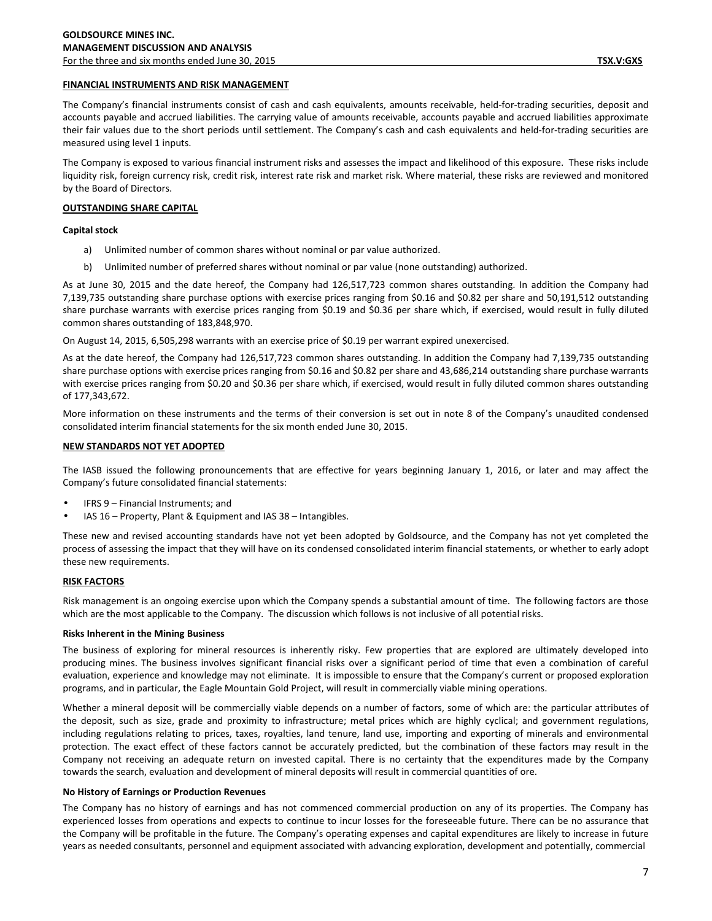## FINANCIAL INSTRUMENTS AND RISK MANAGEMENT

The Company's financial instruments consist of cash and cash equivalents, amounts receivable, held-for-trading securities, deposit and accounts payable and accrued liabilities. The carrying value of amounts receivable, accounts payable and accrued liabilities approximate their fair values due to the short periods until settlement. The Company's cash and cash equivalents and held-for-trading securities are measured using level 1 inputs.

The Company is exposed to various financial instrument risks and assesses the impact and likelihood of this exposure. These risks include liquidity risk, foreign currency risk, credit risk, interest rate risk and market risk. Where material, these risks are reviewed and monitored by the Board of Directors.

## OUTSTANDING SHARE CAPITAL

### Capital stock

a) Unlimited number of common shares without nominal or par value authorized.

b) Unlimited number of preferred shares without nominal or par value (none outstanding) authorized.

As at June 30, 2015 and the date hereof, the Company had 126,517,723 common shares outstanding. In addition the Company had 7,139,735 outstanding share purchase options with exercise prices ranging from $0.16 and $0.82 per share and 50,191,512 outstanding share purchase warrants with exercise prices ranging from $0.19 and $0.36 per share which, if exercised, would result in fully diluted common shares outstanding of 183,848,970.

On August 14, 2015, 6,505,298 warrants with an exercise price of $0.19 per warrant expired unexercised.

As at the date hereof, the Company had 126,517,723 common shares outstanding. In addition the Company had 7,139,735 outstanding share purchase options with exercise prices ranging from $0.16 and $0.82 per share and 43,686,214 outstanding share purchase warrants with exercise prices ranging from $0.20 and $0.36 per share which, if exercised, would result in fully diluted common shares outstanding of 177,343,672.

More information on these instruments and the terms of their conversion is set out in note 8 of the Company's unaudited condensed consolidated interim financial statements for the six month ended June 30, 2015.

## NEW STANDARDS NOT YET ADOPTED

The IASB issued the following pronouncements that are effective for years beginning January 1, 2016, or later and may affect the Company's future consolidated financial statements:

- IFRS 9 – Financial Instruments; and
- IAS 16 – Property, Plant & Equipment and IAS 38 – Intangibles.

These new and revised accounting standards have not yet been adopted by Goldsource, and the Company has not yet completed the process of assessing the impact that they will have on its condensed consolidated interim financial statements, or whether to early adopt these new requirements.

## RISK FACTORS

Risk management is an ongoing exercise upon which the Company spends a substantial amount of time. The following factors are those which are the most applicable to the Company. The discussion which follows is not inclusive of all potential risks.

### Risks Inherent in the Mining Business

The business of exploring for mineral resources is inherently risky. Few properties that are explored are ultimately developed into producing mines. The business involves significant financial risks over a significant period of time that even a combination of careful evaluation, experience and knowledge may not eliminate. It is impossible to ensure that the Company's current or proposed exploration programs, and in particular, the Eagle Mountain Gold Project, will result in commercially viable mining operations.

Whether a mineral deposit will be commercially viable depends on a number of factors, some of which are: the particular attributes of the deposit, such as size, grade and proximity to infrastructure; metal prices which are highly cyclical; and government regulations, including regulations relating to prices, taxes, royalties, land tenure, land use, importing and exporting of minerals and environmental protection. The exact effect of these factors cannot be accurately predicted, but the combination of these factors may result in the Company not receiving an adequate return on invested capital. There is no certainty that the expenditures made by the Company towards the search, evaluation and development of mineral deposits will result in commercial quantities of ore.

### No History of Earnings or Production Revenues

The Company has no history of earnings and has not commenced commercial production on any of its properties. The Company has experienced losses from operations and expects to continue to incur losses for the foreseeable future. There can be no assurance that the Company will be profitable in the future. The Company's operating expenses and capital expenditures are likely to increase in future years as needed consultants, personnel and equipment associated with advancing exploration, development and potentially, commercial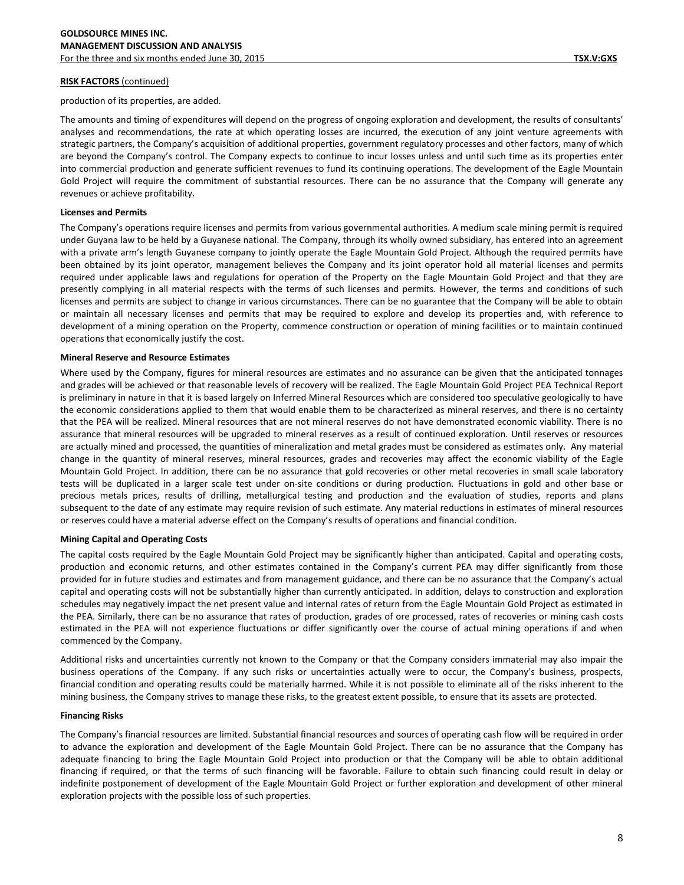**RISK FACTORS** (continued)

production of its properties, are added.

The amounts and timing of expenditures will depend on the progress of ongoing exploration and development, the results of consultants' analyses and recommendations, the rate at which operating losses are incurred, the execution of any joint venture agreements with strategic partners, the Company's acquisition of additional properties, government regulatory processes and other factors, many of which are beyond the Company's control. The Company expects to continue to incur losses unless and until such time as its properties enter into commercial production and generate sufficient revenues to fund its continuing operations. The development of the Eagle Mountain Gold Project will require the commitment of substantial resources. There can be no assurance that the Company will generate any revenues or achieve profitability.

**Licenses and Permits**

The Company's operations require licenses and permits from various governmental authorities. A medium scale mining permit is required under Guyana law to be held by a Guyanese national. The Company, through its wholly owned subsidiary, has entered into an agreement with a private arm's length Guyanese company to jointly operate the Eagle Mountain Gold Project. Although the required permits have been obtained by its joint operator, management believes the Company and its joint operator hold all material licenses and permits required under applicable laws and regulations for operation of the Property on the Eagle Mountain Gold Project and that they are presently complying in all material respects with the terms of such licenses and permits. However, the terms and conditions of such licenses and permits are subject to change in various circumstances. There can be no guarantee that the Company will be able to obtain or maintain all necessary licenses and permits that may be required to explore and develop its properties and, with reference to development of a mining operation on the Property, commence construction or operation of mining facilities or to maintain continued operations that economically justify the cost.

**Mineral Reserve and Resource Estimates**

Where used by the Company, figures for mineral resources are estimates and no assurance can be given that the anticipated tonnages and grades will be achieved or that reasonable levels of recovery will be realized. The Eagle Mountain Gold Project PEA Technical Report is preliminary in nature in that it is based largely on Inferred Mineral Resources which are considered too speculative geologically to have the economic considerations applied to them that would enable them to be characterized as mineral reserves, and there is no certainty that the PEA will be realized. Mineral resources that are not mineral reserves do not have demonstrated economic viability. There is no assurance that mineral resources will be upgraded to mineral reserves as a result of continued exploration. Until reserves or resources are actually mined and processed, the quantities of mineralization and metal grades must be considered as estimates only. Any material change in the quantity of mineral reserves, mineral resources, grades and recoveries may affect the economic viability of the Eagle Mountain Gold Project. In addition, there can be no assurance that gold recoveries or other metal recoveries in small scale laboratory tests will be duplicated in a larger scale test under on-site conditions or during production. Fluctuations in gold and other base or precious metals prices, results of drilling, metallurgical testing and production and the evaluation of studies, reports and plans subsequent to the date of any estimate may require revision of such estimate. Any material reductions in estimates of mineral resources or reserves could have a material adverse effect on the Company's results of operations and financial condition.

**Mining Capital and Operating Costs**

The capital costs required by the Eagle Mountain Gold Project may be significantly higher than anticipated. Capital and operating costs, production and economic returns, and other estimates contained in the Company's current PEA may differ significantly from those provided for in future studies and estimates and from management guidance, and there can be no assurance that the Company's actual capital and operating costs will not be substantially higher than currently anticipated. In addition, delays to construction and exploration schedules may negatively impact the net present value and internal rates of return from the Eagle Mountain Gold Project as estimated in the PEA. Similarly, there can be no assurance that rates of production, grades of ore processed, rates of recoveries or mining cash costs estimated in the PEA will not experience fluctuations or differ significantly over the course of actual mining operations if and when commenced by the Company.

Additional risks and uncertainties currently not known to the Company or that the Company considers immaterial may also impair the business operations of the Company. If any such risks or uncertainties actually were to occur, the Company's business, prospects, financial condition and operating results could be materially harmed. While it is not possible to eliminate all of the risks inherent to the mining business, the Company strives to manage these risks, to the greatest extent possible, to ensure that its assets are protected.

**Financing Risks**

The Company's financial resources are limited. Substantial financial resources and sources of operating cash flow will be required in order to advance the exploration and development of the Eagle Mountain Gold Project. There can be no assurance that the Company has adequate financing to bring the Eagle Mountain Gold Project into production or that the Company will be able to obtain additional financing if required, or that the terms of such financing will be favorable. Failure to obtain such financing could result in delay or indefinite postponement of development of the Eagle Mountain Gold Project or further exploration and development of other mineral exploration projects with the possible loss of such properties.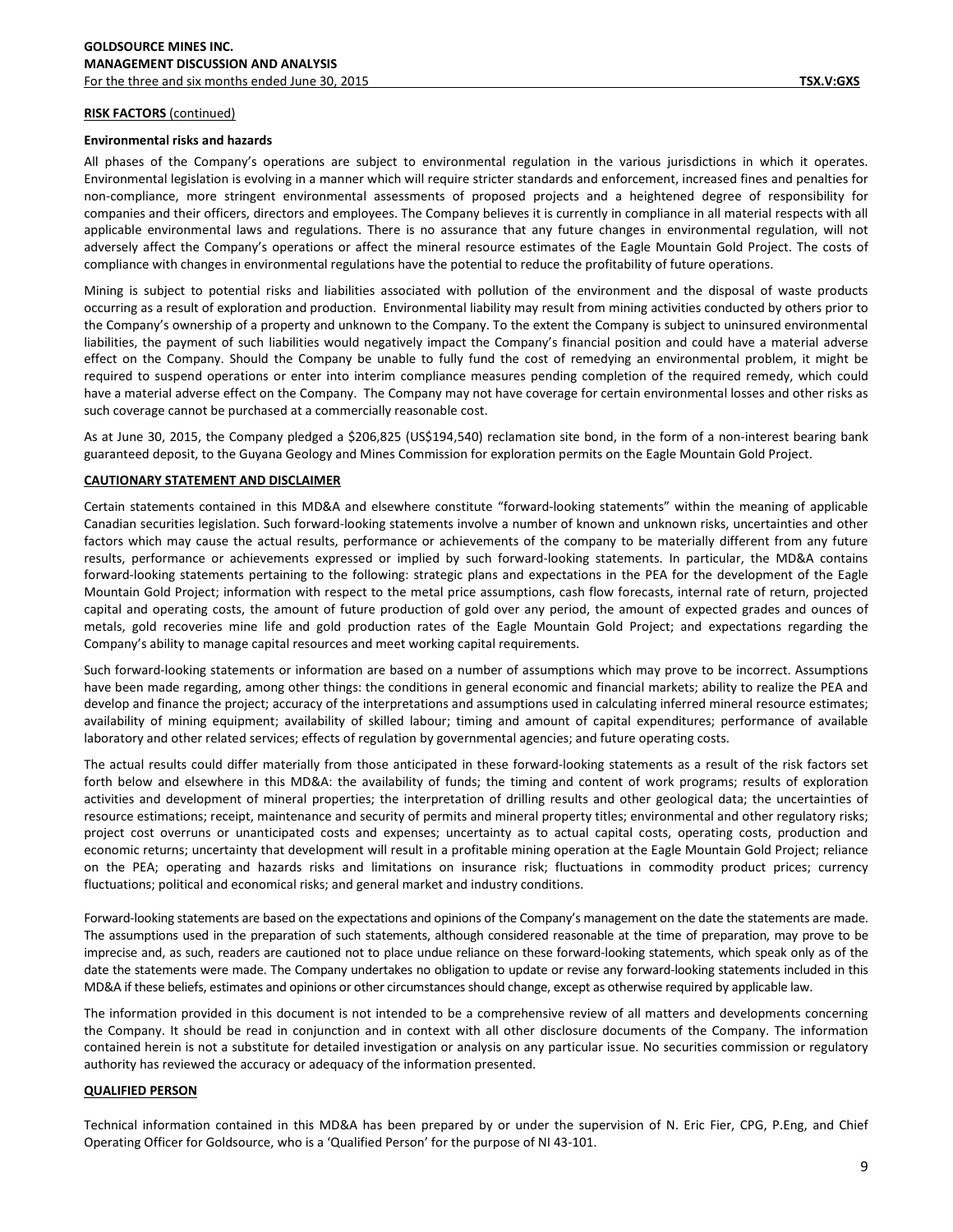**RISK FACTORS** (continued)

**Environmental risks and hazards**

All phases of the Company's operations are subject to environmental regulation in the various jurisdictions in which it operates. Environmental legislation is evolving in a manner which will require stricter standards and enforcement, increased fines and penalties for non-compliance, more stringent environmental assessments of proposed projects and a heightened degree of responsibility for companies and their officers, directors and employees. The Company believes it is currently in compliance in all material respects with all applicable environmental laws and regulations. There is no assurance that any future changes in environmental regulation, will not adversely affect the Company's operations or affect the mineral resource estimates of the Eagle Mountain Gold Project. The costs of compliance with changes in environmental regulations have the potential to reduce the profitability of future operations.

Mining is subject to potential risks and liabilities associated with pollution of the environment and the disposal of waste products occurring as a result of exploration and production. Environmental liability may result from mining activities conducted by others prior to the Company's ownership of a property and unknown to the Company. To the extent the Company is subject to uninsured environmental liabilities, the payment of such liabilities would negatively impact the Company's financial position and could have a material adverse effect on the Company. Should the Company be unable to fully fund the cost of remedying an environmental problem, it might be required to suspend operations or enter into interim compliance measures pending completion of the required remedy, which could have a material adverse effect on the Company. The Company may not have coverage for certain environmental losses and other risks as such coverage cannot be purchased at a commercially reasonable cost.

As at June 30, 2015, the Company pledged a $206,825 (US$194,540) reclamation site bond, in the form of a non-interest bearing bank guaranteed deposit, to the Guyana Geology and Mines Commission for exploration permits on the Eagle Mountain Gold Project.

**CAUTIONARY STATEMENT AND DISCLAIMER**

Certain statements contained in this MD&A and elsewhere constitute "forward-looking statements" within the meaning of applicable Canadian securities legislation. Such forward-looking statements involve a number of known and unknown risks, uncertainties and other factors which may cause the actual results, performance or achievements of the company to be materially different from any future results, performance or achievements expressed or implied by such forward-looking statements. In particular, the MD&A contains forward-looking statements pertaining to the following: strategic plans and expectations in the PEA for the development of the Eagle Mountain Gold Project; information with respect to the metal price assumptions, cash flow forecasts, internal rate of return, projected capital and operating costs, the amount of future production of gold over any period, the amount of expected grades and ounces of metals, gold recoveries mine life and gold production rates of the Eagle Mountain Gold Project; and expectations regarding the Company's ability to manage capital resources and meet working capital requirements.

Such forward-looking statements or information are based on a number of assumptions which may prove to be incorrect. Assumptions have been made regarding, among other things: the conditions in general economic and financial markets; ability to realize the PEA and develop and finance the project; accuracy of the interpretations and assumptions used in calculating inferred mineral resource estimates; availability of mining equipment; availability of skilled labour; timing and amount of capital expenditures; performance of available laboratory and other related services; effects of regulation by governmental agencies; and future operating costs.

The actual results could differ materially from those anticipated in these forward-looking statements as a result of the risk factors set forth below and elsewhere in this MD&A: the availability of funds; the timing and content of work programs; results of exploration activities and development of mineral properties; the interpretation of drilling results and other geological data; the uncertainties of resource estimations; receipt, maintenance and security of permits and mineral property titles; environmental and other regulatory risks; project cost overruns or unanticipated costs and expenses; uncertainty as to actual capital costs, operating costs, production and economic returns; uncertainty that development will result in a profitable mining operation at the Eagle Mountain Gold Project; reliance on the PEA; operating and hazards risks and limitations on insurance risk; fluctuations in commodity product prices; currency fluctuations; political and economical risks; and general market and industry conditions.

Forward-looking statements are based on the expectations and opinions of the Company's management on the date the statements are made. The assumptions used in the preparation of such statements, although considered reasonable at the time of preparation, may prove to be imprecise and, as such, readers are cautioned not to place undue reliance on these forward-looking statements, which speak only as of the date the statements were made. The Company undertakes no obligation to update or revise any forward-looking statements included in this MD&A if these beliefs, estimates and opinions or other circumstances should change, except as otherwise required by applicable law.

The information provided in this document is not intended to be a comprehensive review of all matters and developments concerning the Company. It should be read in conjunction and in context with all other disclosure documents of the Company. The information contained herein is not a substitute for detailed investigation or analysis on any particular issue. No securities commission or regulatory authority has reviewed the accuracy or adequacy of the information presented.

**QUALIFIED PERSON**

Technical information contained in this MD&A has been prepared by or under the supervision of N. Eric Fier, CPG, P.Eng, and Chief Operating Officer for Goldsource, who is a 'Qualified Person' for the purpose of NI 43-101.